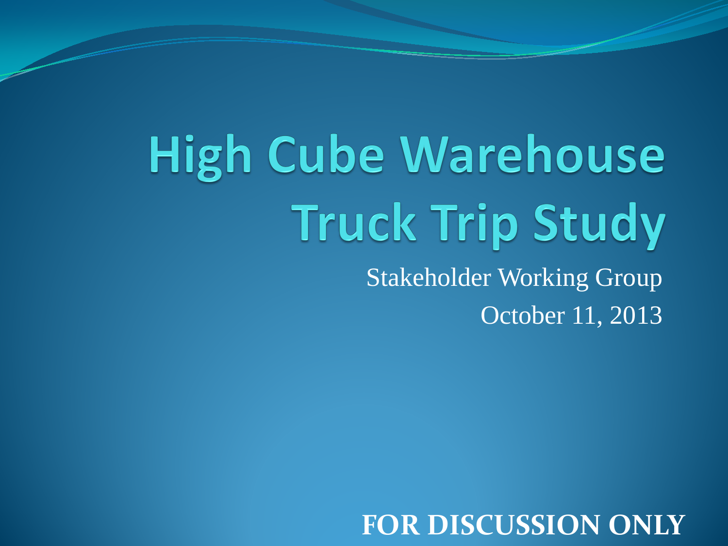# High Cube Warehouse Truck Trip Study

Stakeholder Working Group

October 11, 2013

**FOR DISCUSSION ONLY**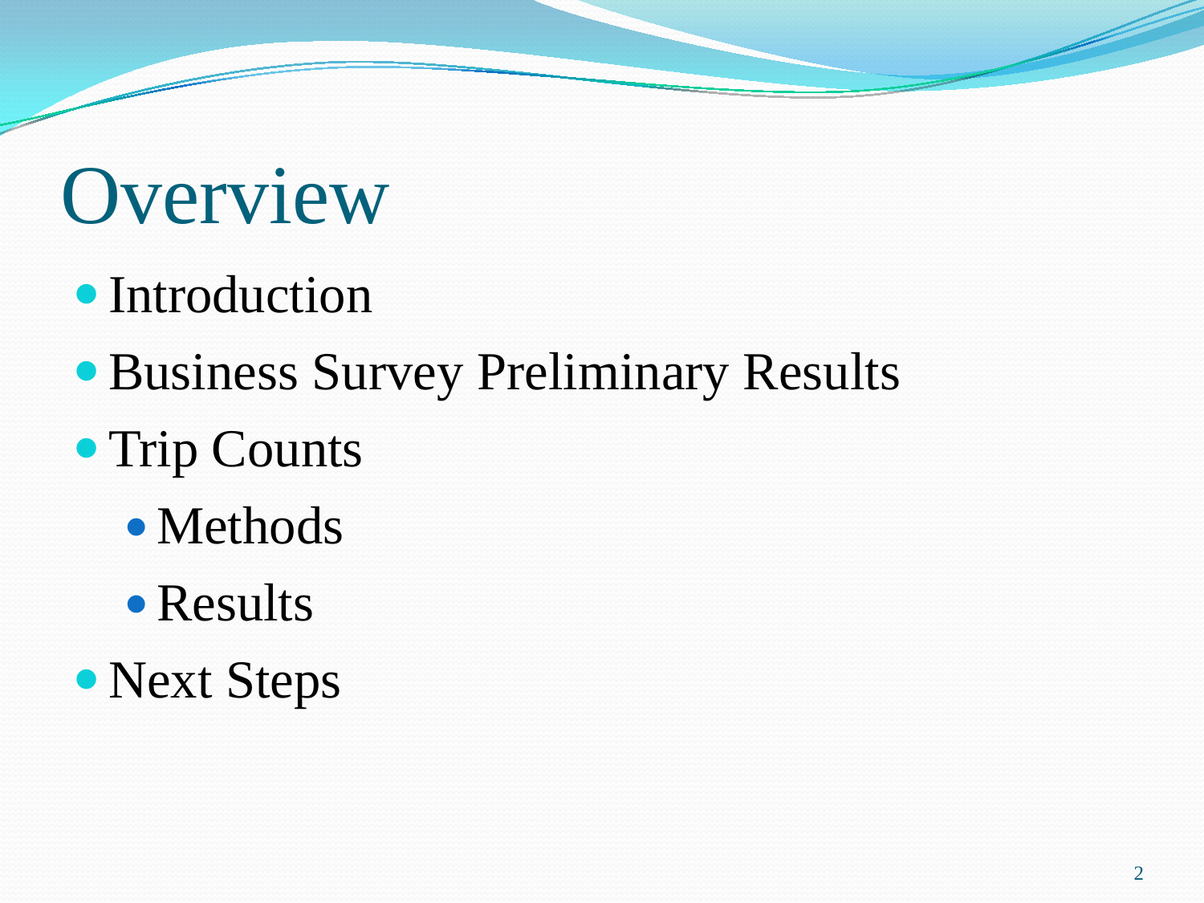# Overview

- Introduction
- Business Survey Preliminary Results
- Trip Counts
  - Methods
  - Results
- Next Steps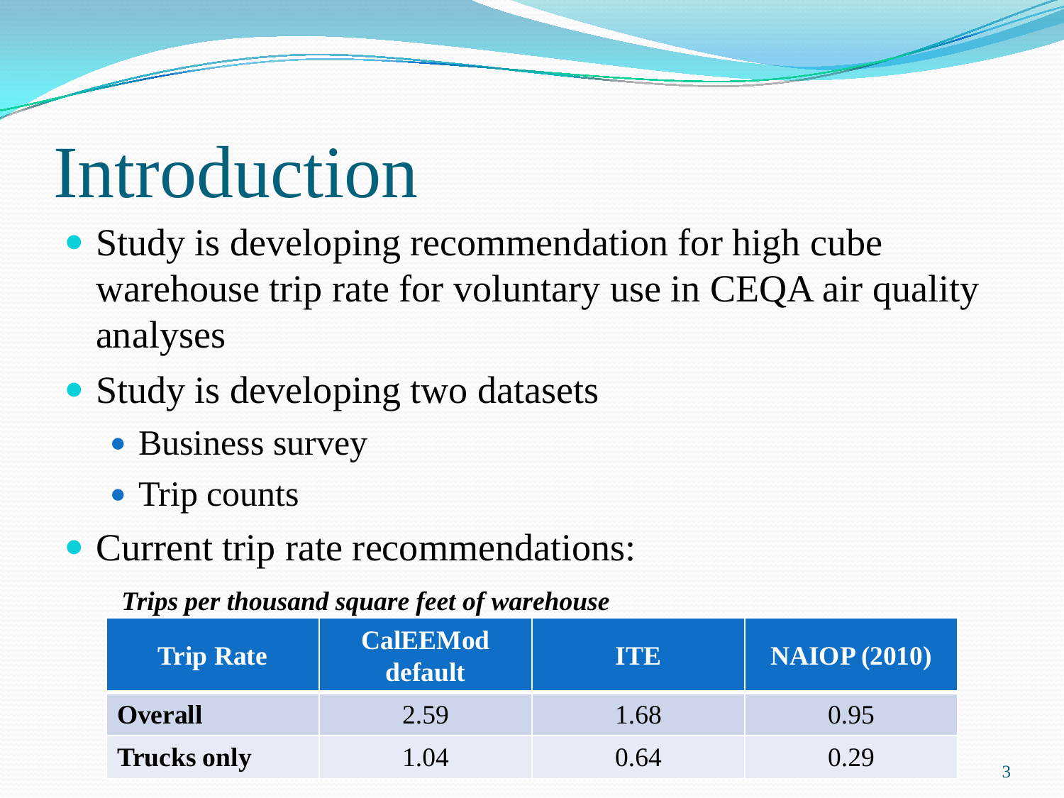# Introduction

- Study is developing recommendation for high cube warehouse trip rate for voluntary use in CEQA air quality analyses
- Study is developing two datasets
  - Business survey
  - Trip counts
- Current trip rate recommendations:

***Trips per thousand square feet of warehouse***

| Trip Rate | CalEEMod default | ITE | NAIOP (2010) |
| --- | --- | --- | --- |
| **Overall** | 2.59 | 1.68 | 0.95 |
| **Trucks only** | 1.04 | 0.64 | 0.29 |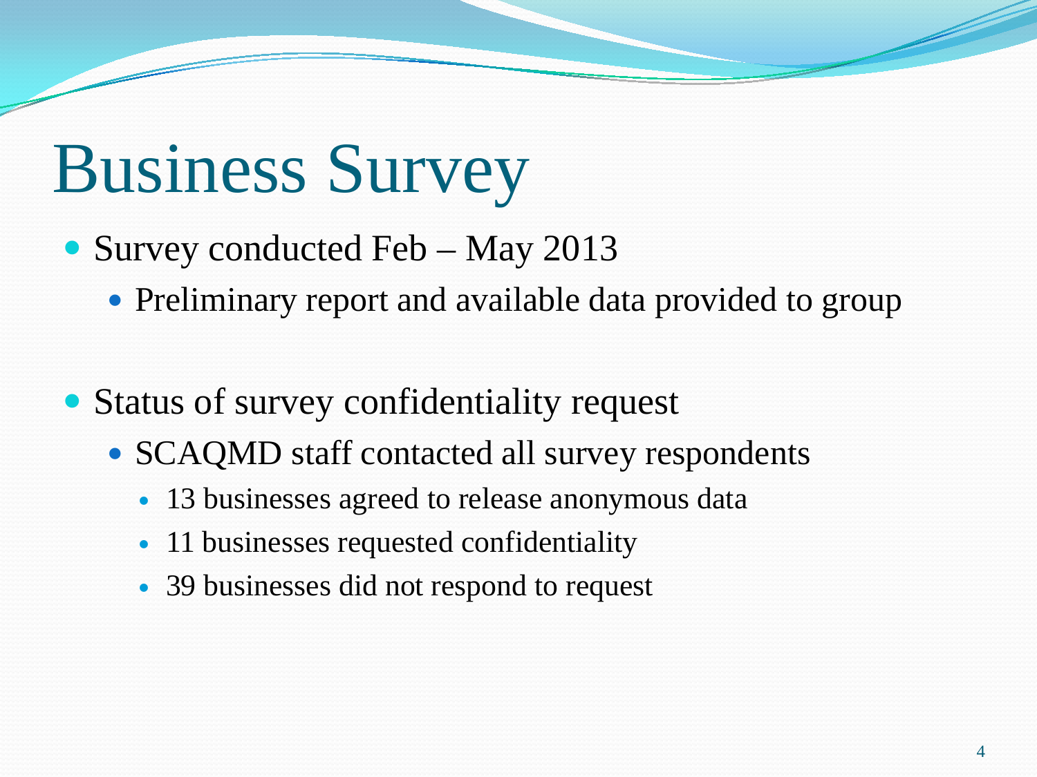# Business Survey

- Survey conducted Feb – May 2013
  - Preliminary report and available data provided to group

- Status of survey confidentiality request
  - SCAQMD staff contacted all survey respondents
    - 13 businesses agreed to release anonymous data
    - 11 businesses requested confidentiality
    - 39 businesses did not respond to request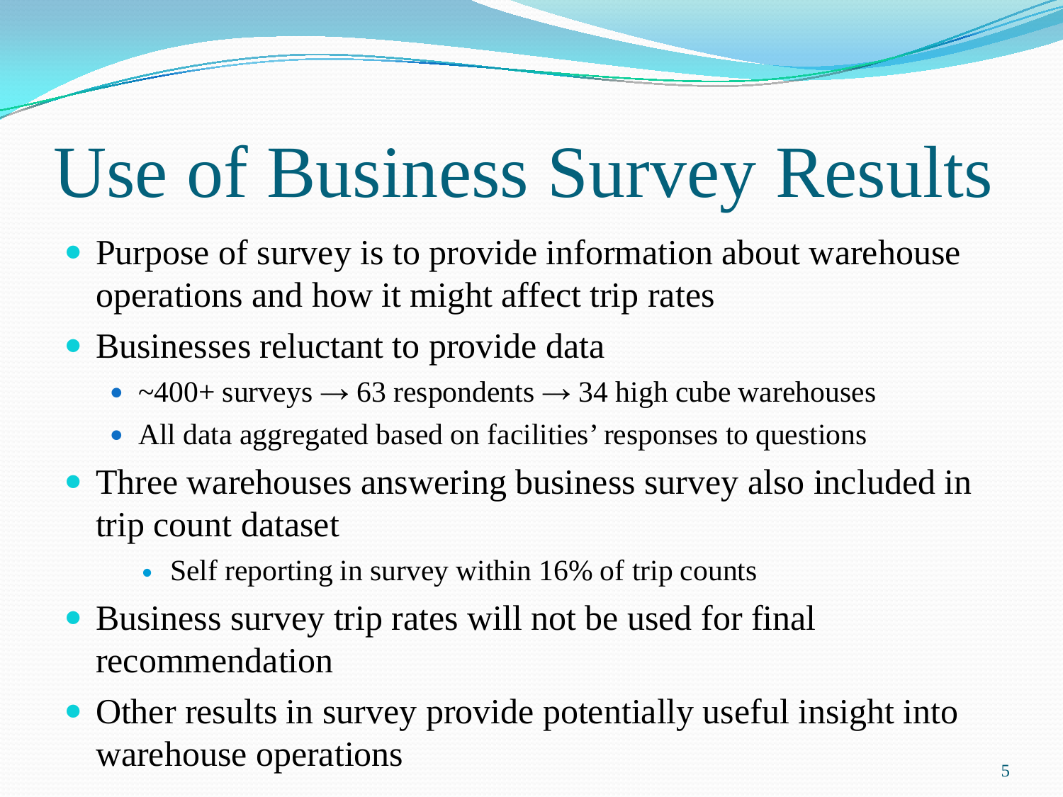# Use of Business Survey Results

- Purpose of survey is to provide information about warehouse operations and how it might affect trip rates
- Businesses reluctant to provide data
  - ~400+ surveys → 63 respondents → 34 high cube warehouses
  - All data aggregated based on facilities' responses to questions
- Three warehouses answering business survey also included in trip count dataset
  - Self reporting in survey within 16% of trip counts
- Business survey trip rates will not be used for final recommendation
- Other results in survey provide potentially useful insight into warehouse operations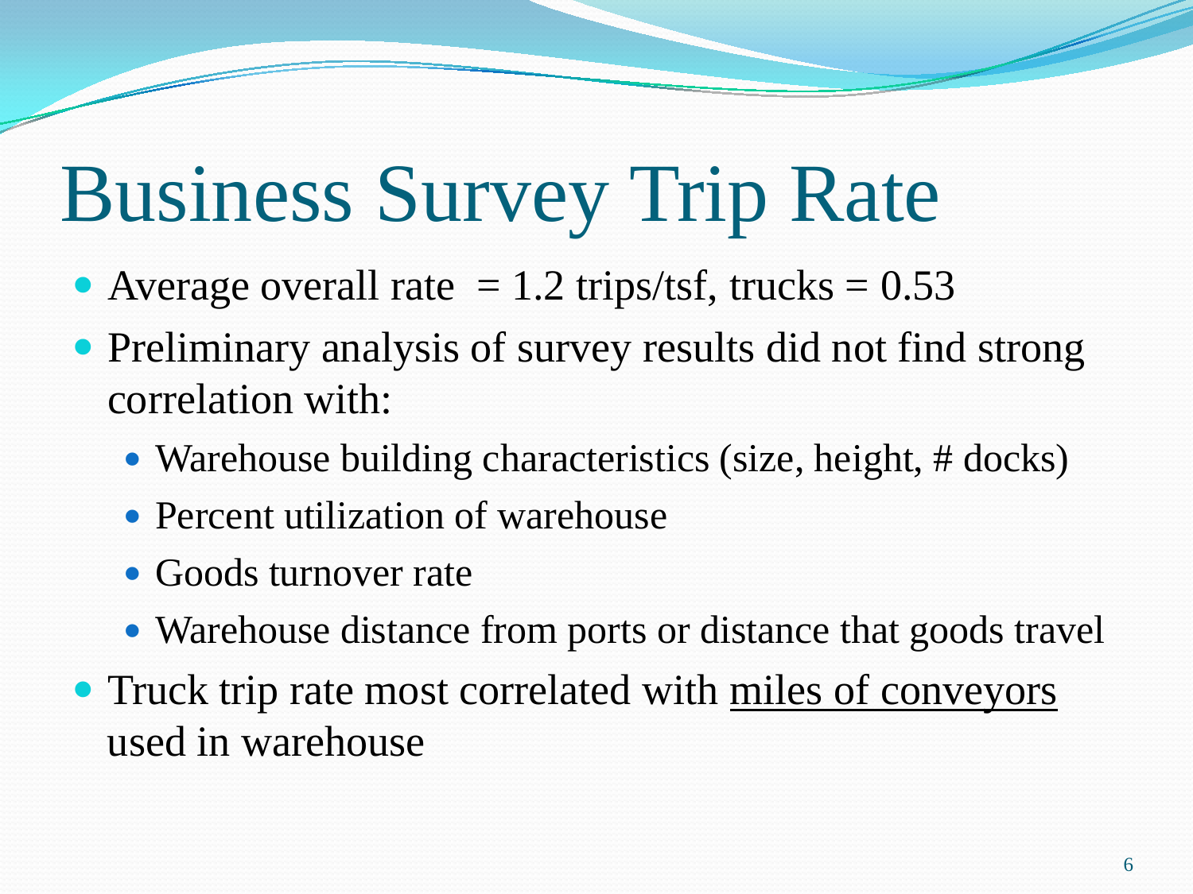# Business Survey Trip Rate

- Average overall rate = 1.2 trips/tsf, trucks = 0.53
- Preliminary analysis of survey results did not find strong correlation with:
  - Warehouse building characteristics (size, height, # docks)
  - Percent utilization of warehouse
  - Goods turnover rate
  - Warehouse distance from ports or distance that goods travel
- Truck trip rate most correlated with <u>miles of conveyors</u> used in warehouse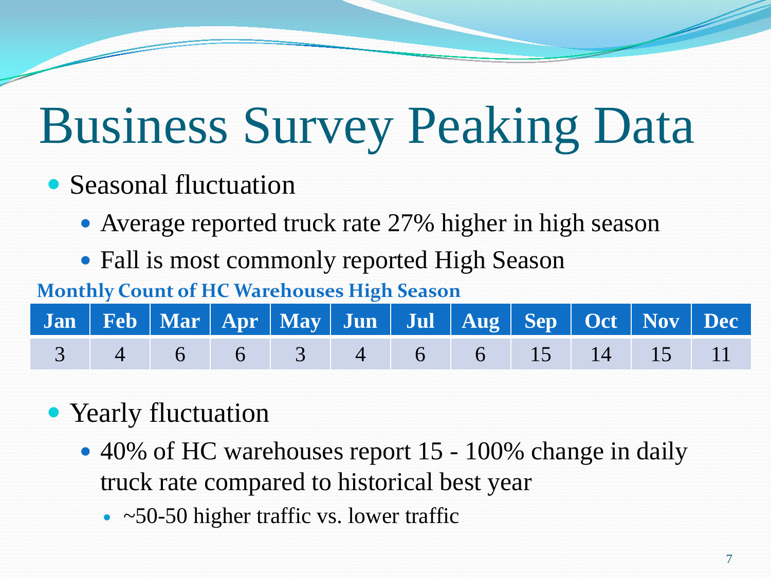# Business Survey Peaking Data

- Seasonal fluctuation
  - Average reported truck rate 27% higher in high season
  - Fall is most commonly reported High Season

**Monthly Count of HC Warehouses High Season**

| Jan | Feb | Mar | Apr | May | Jun | Jul | Aug | Sep | Oct | Nov | Dec |
|---|---|---|---|---|---|---|---|---|---|---|---|
| 3 | 4 | 6 | 6 | 3 | 4 | 6 | 6 | 15 | 14 | 15 | 11 |

- Yearly fluctuation
  - 40% of HC warehouses report 15 - 100% change in daily truck rate compared to historical best year
    - ~50-50 higher traffic vs. lower traffic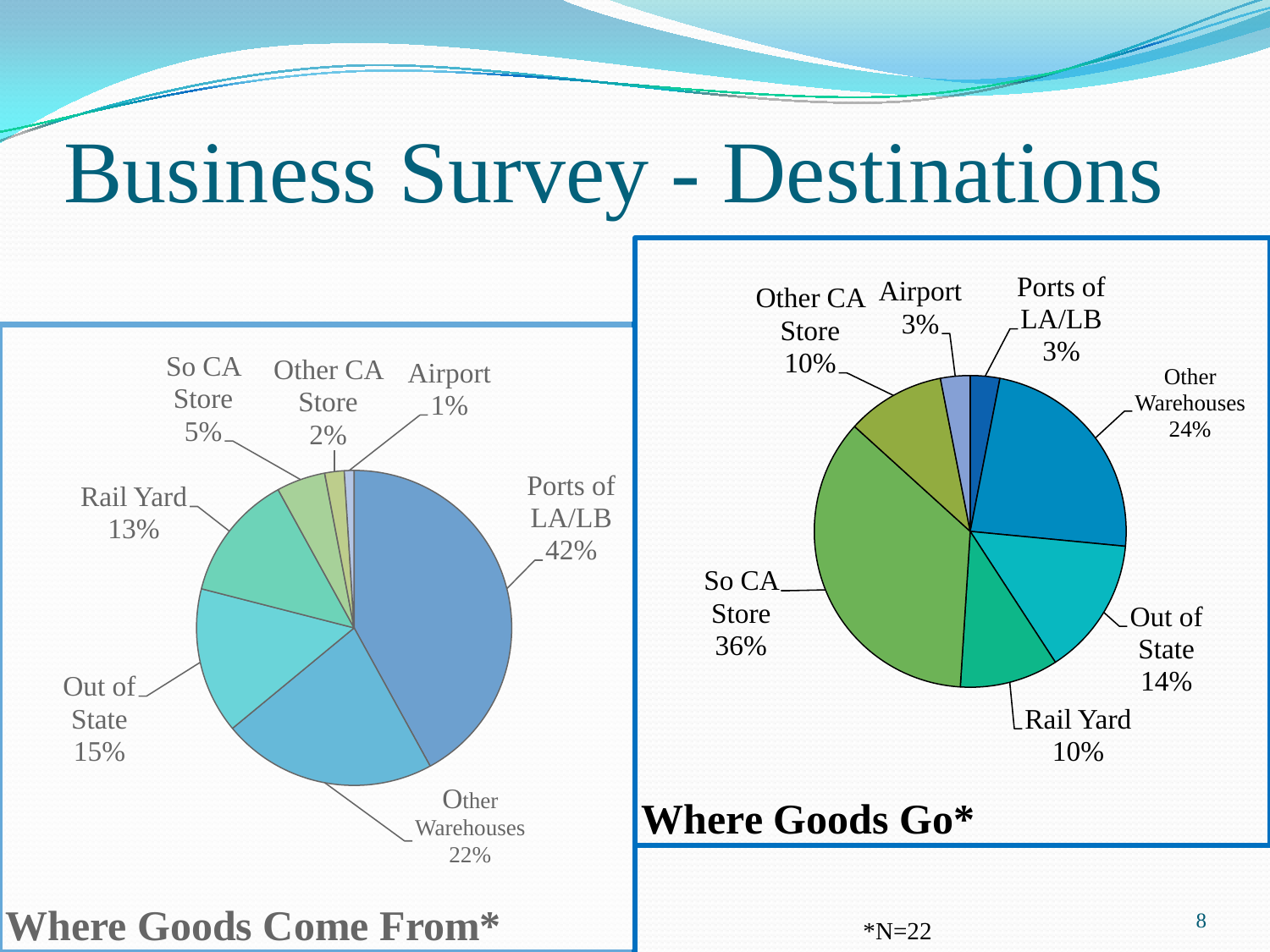# Business Survey - Destinations

**Where Goods Come From***

| Source | Percentage |
| --- | --- |
| Ports of LA/LB | 42% |
| Other Warehouses | 22% |
| Out of State | 15% |
| Rail Yard | 13% |
| So CA Store | 5% |
| Other CA Store | 2% |
| Airport | 1% |

**Where Goods Go***

| Destination | Percentage |
| --- | --- |
| So CA Store | 36% |
| Other Warehouses | 24% |
| Out of State | 14% |
| Rail Yard | 10% |
| Other CA Store | 10% |
| Airport | 3% |
| Ports of LA/LB | 3% |

*N=22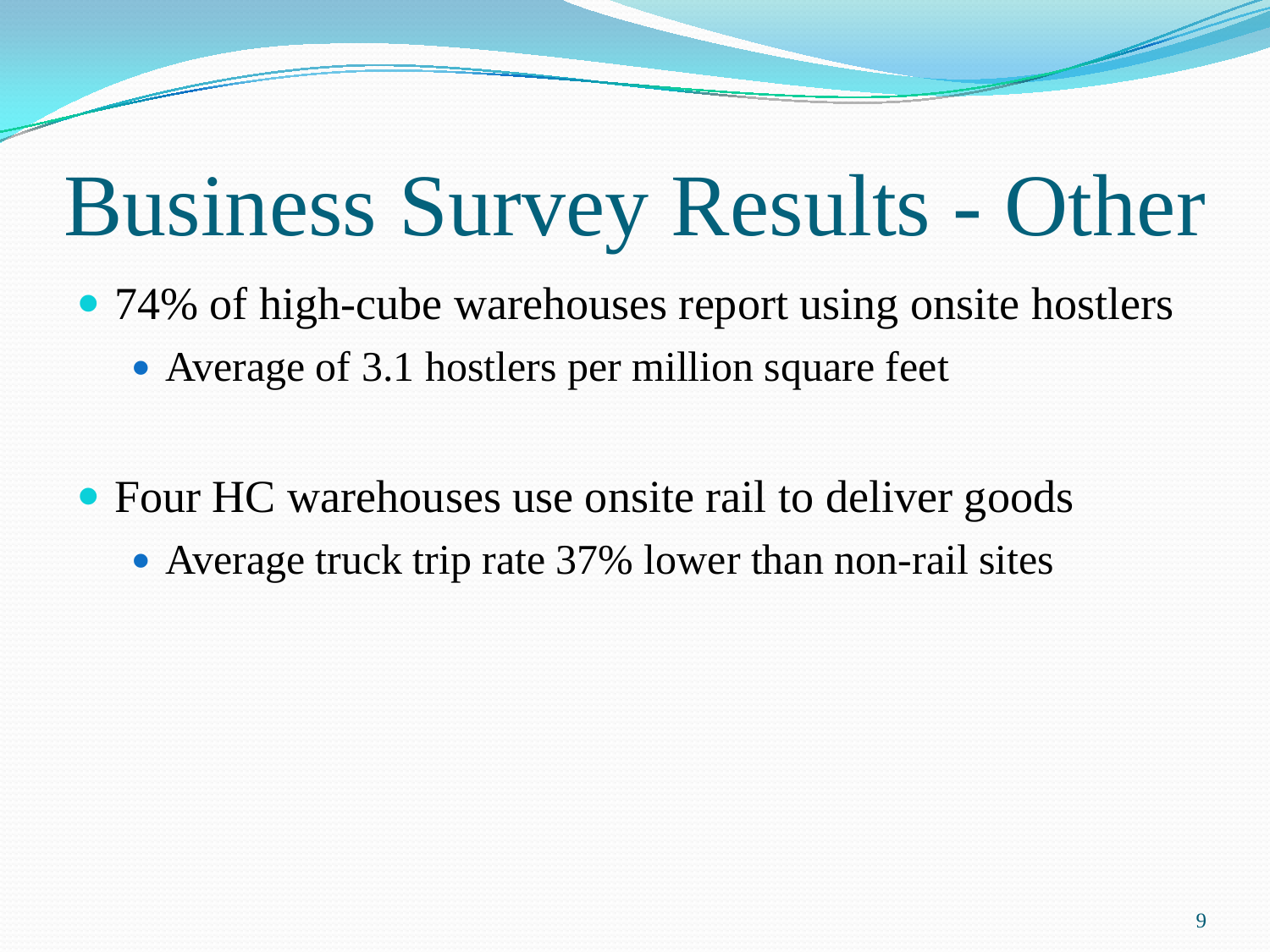# Business Survey Results - Other

- 74% of high-cube warehouses report using onsite hostlers
  - Average of 3.1 hostlers per million square feet

- Four HC warehouses use onsite rail to deliver goods
  - Average truck trip rate 37% lower than non-rail sites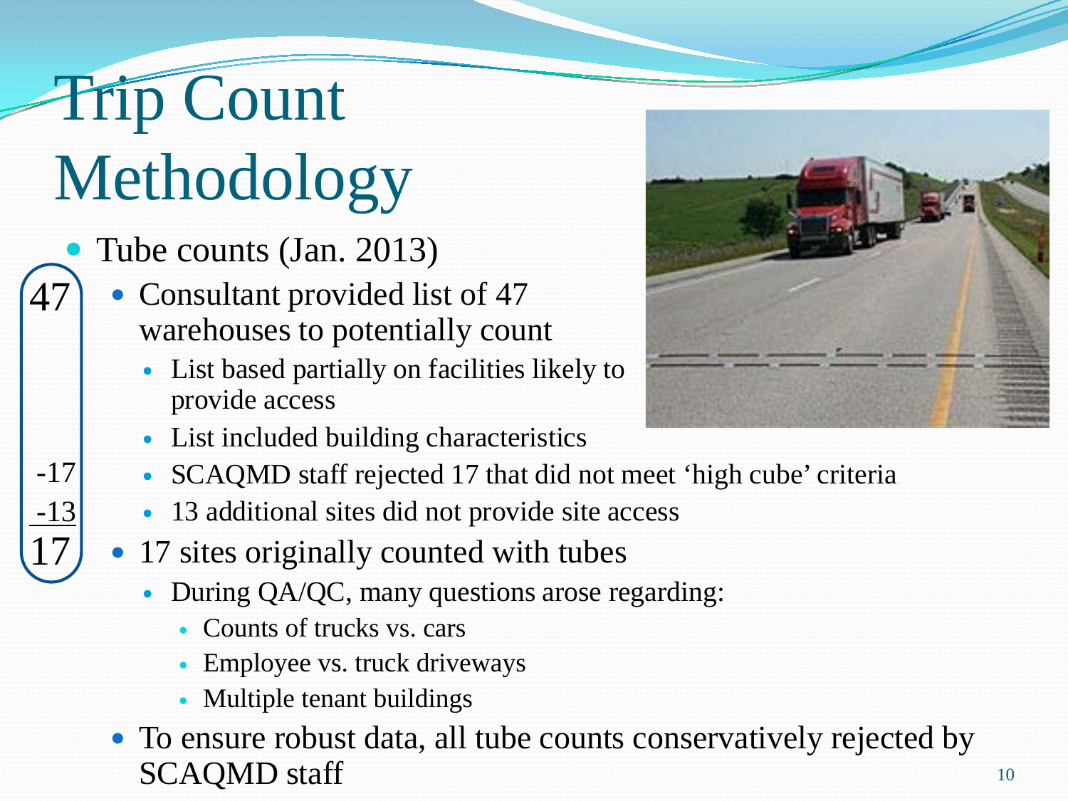# Trip Count Methodology

- Tube counts (Jan. 2013)
  - Consultant provided list of 47 warehouses to potentially count
    - List based partially on facilities likely to provide access
    - List included building characteristics
    - SCAQMD staff rejected 17 that did not meet 'high cube' criteria
    - 13 additional sites did not provide site access
  - 17 sites originally counted with tubes
    - During QA/QC, many questions arose regarding:
      - Counts of trucks vs. cars
      - Employee vs. truck driveways
      - Multiple tenant buildings
  - To ensure robust data, all tube counts conservatively rejected by SCAQMD staff

47
-17
-13
17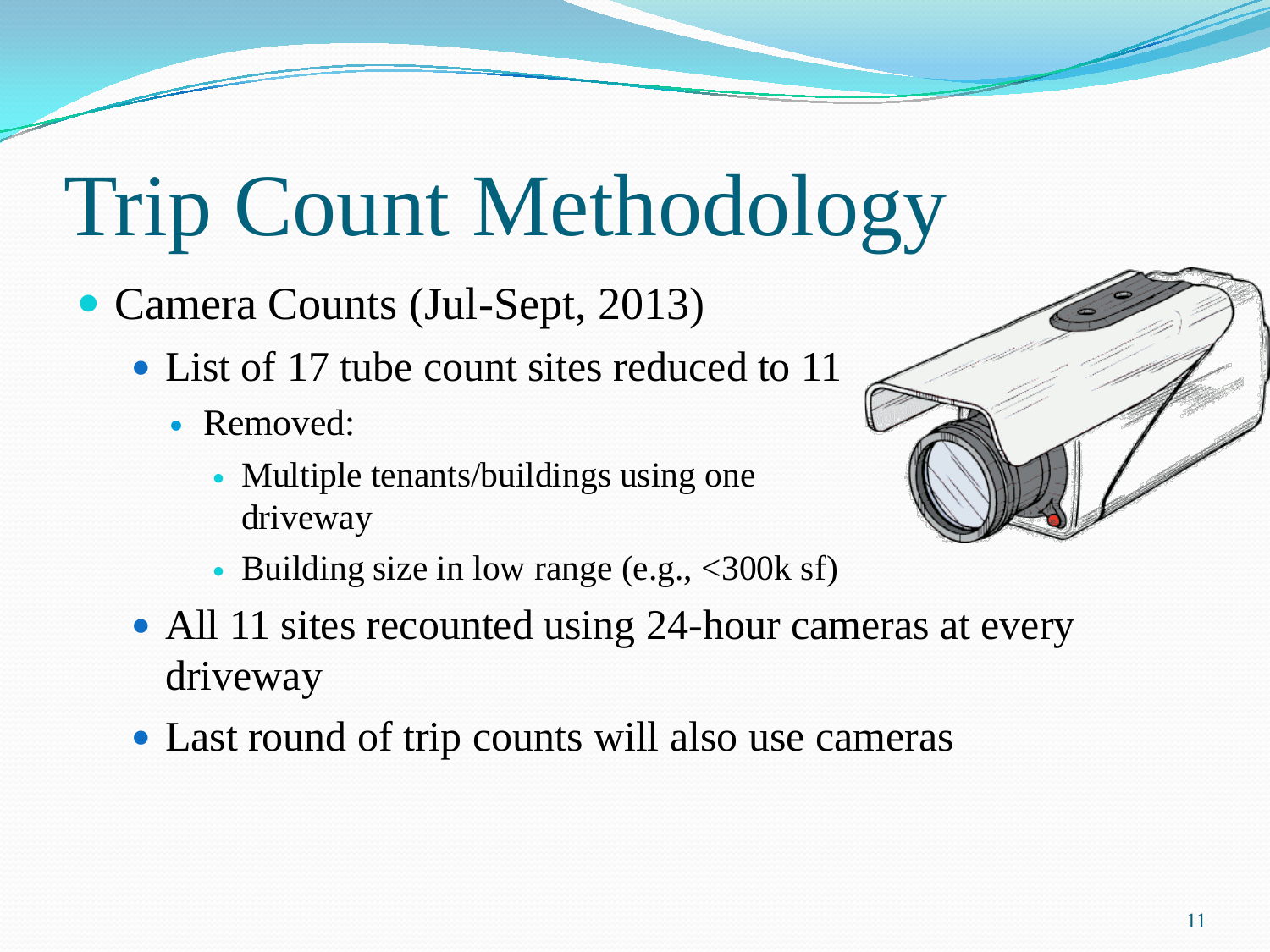# Trip Count Methodology

- Camera Counts (Jul-Sept, 2013)
  - List of 17 tube count sites reduced to 11
    - Removed:
      - Multiple tenants/buildings using one driveway
      - Building size in low range (e.g., <300k sf)
  - All 11 sites recounted using 24-hour cameras at every driveway
  - Last round of trip counts will also use cameras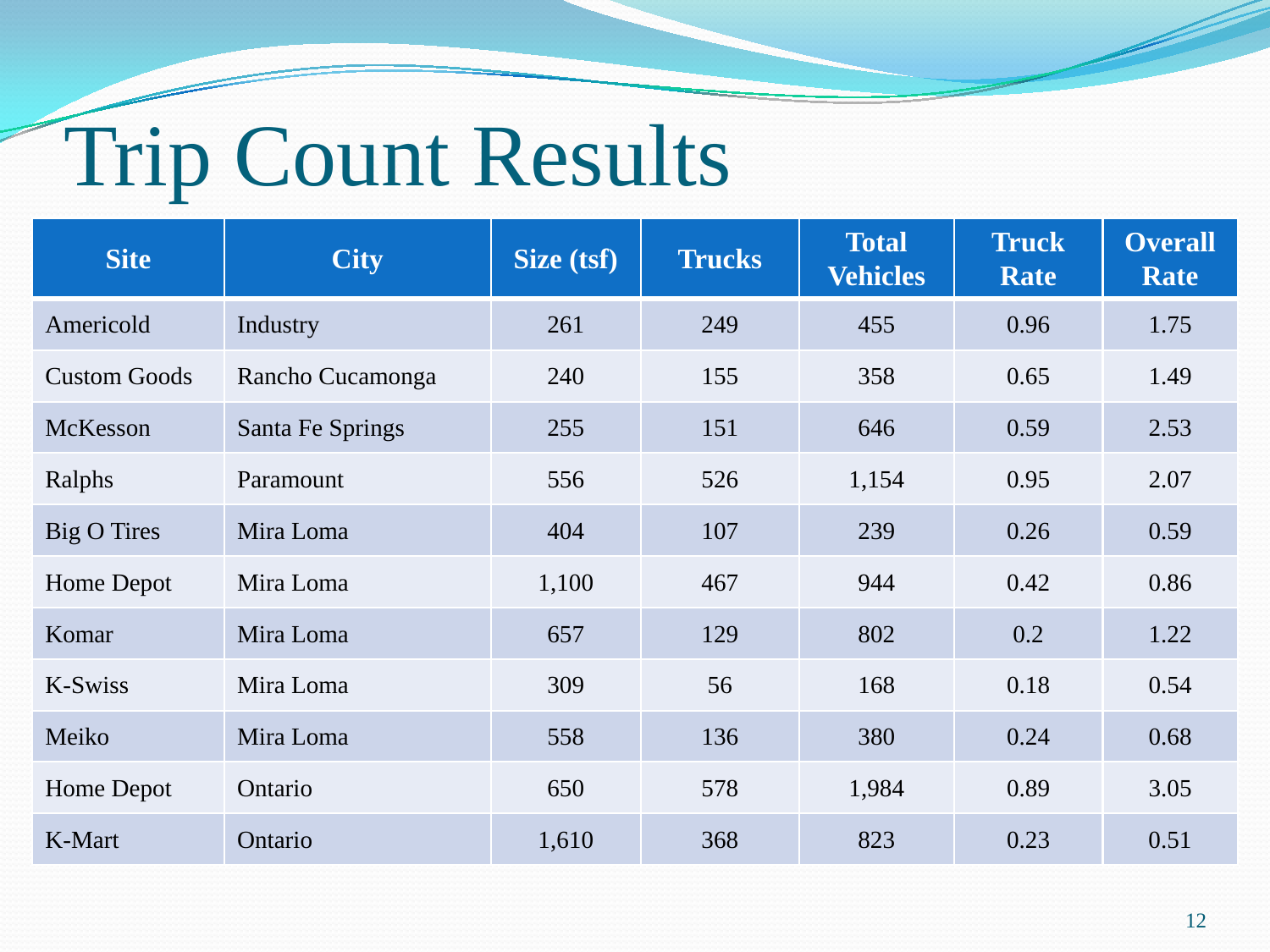# Trip Count Results

| Site | City | Size (tsf) | Trucks | Total Vehicles | Truck Rate | Overall Rate |
|---|---|---|---|---|---|---|
| Americold | Industry | 261 | 249 | 455 | 0.96 | 1.75 |
| Custom Goods | Rancho Cucamonga | 240 | 155 | 358 | 0.65 | 1.49 |
| McKesson | Santa Fe Springs | 255 | 151 | 646 | 0.59 | 2.53 |
| Ralphs | Paramount | 556 | 526 | 1,154 | 0.95 | 2.07 |
| Big O Tires | Mira Loma | 404 | 107 | 239 | 0.26 | 0.59 |
| Home Depot | Mira Loma | 1,100 | 467 | 944 | 0.42 | 0.86 |
| Komar | Mira Loma | 657 | 129 | 802 | 0.2 | 1.22 |
| K-Swiss | Mira Loma | 309 | 56 | 168 | 0.18 | 0.54 |
| Meiko | Mira Loma | 558 | 136 | 380 | 0.24 | 0.68 |
| Home Depot | Ontario | 650 | 578 | 1,984 | 0.89 | 3.05 |
| K-Mart | Ontario | 1,610 | 368 | 823 | 0.23 | 0.51 |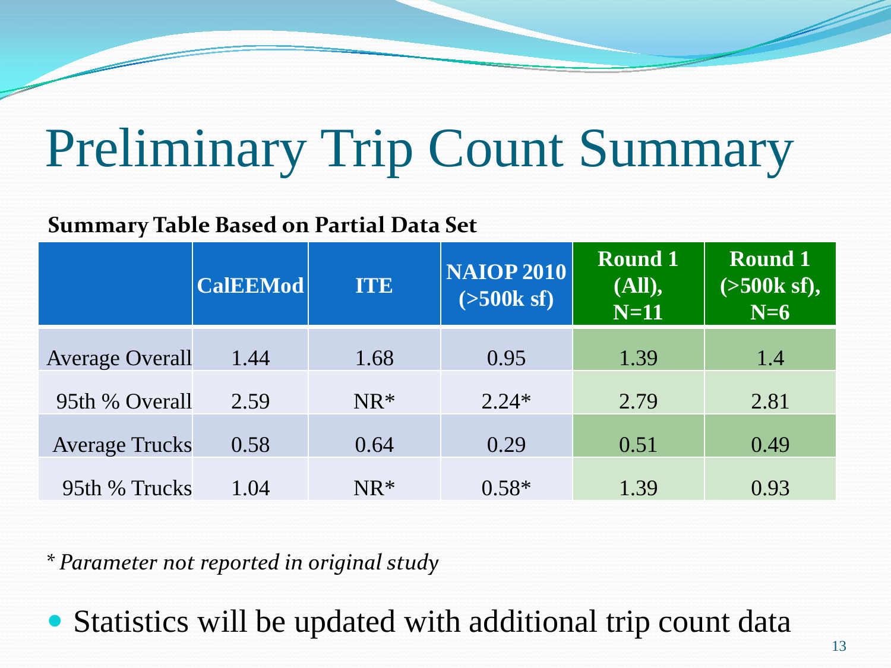# Preliminary Trip Count Summary

**Summary Table Based on Partial Data Set**

| | CalEEMod | ITE | NAIOP 2010 (>500k sf) | Round 1 (All), N=11 | Round 1 (>500k sf), N=6 |
|---|---|---|---|---|---|
| Average Overall | 1.44 | 1.68 | 0.95 | 1.39 | 1.4 |
| 95th % Overall | 2.59 | NR* | 2.24* | 2.79 | 2.81 |
| Average Trucks | 0.58 | 0.64 | 0.29 | 0.51 | 0.49 |
| 95th % Trucks | 1.04 | NR* | 0.58* | 1.39 | 0.93 |

*\* Parameter not reported in original study*

- Statistics will be updated with additional trip count data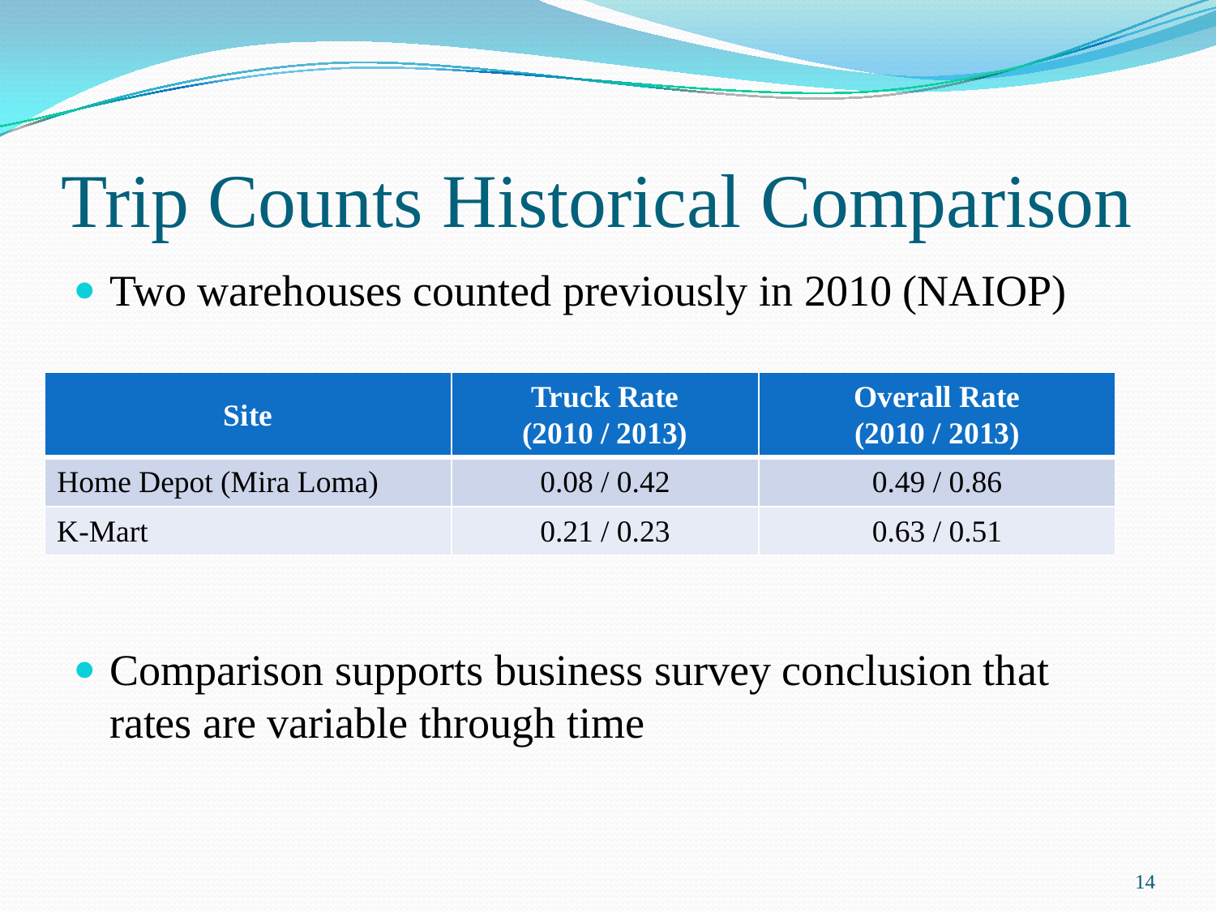# Trip Counts Historical Comparison

- Two warehouses counted previously in 2010 (NAIOP)

| Site | Truck Rate (2010 / 2013) | Overall Rate (2010 / 2013) |
|---|---|---|
| Home Depot (Mira Loma) | 0.08 / 0.42 | 0.49 / 0.86 |
| K-Mart | 0.21 / 0.23 | 0.63 / 0.51 |

- Comparison supports business survey conclusion that rates are variable through time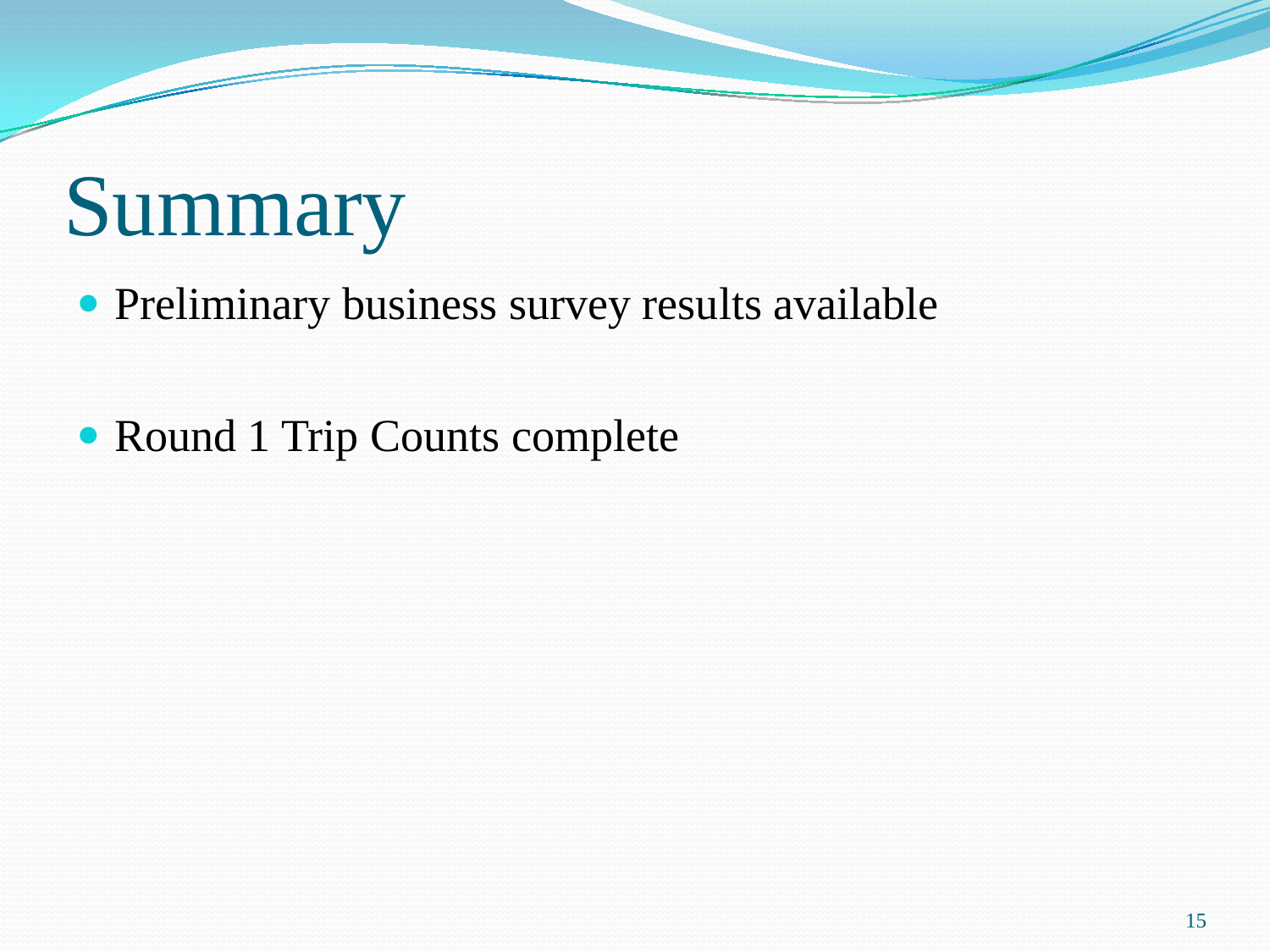# Summary

- Preliminary business survey results available

- Round 1 Trip Counts complete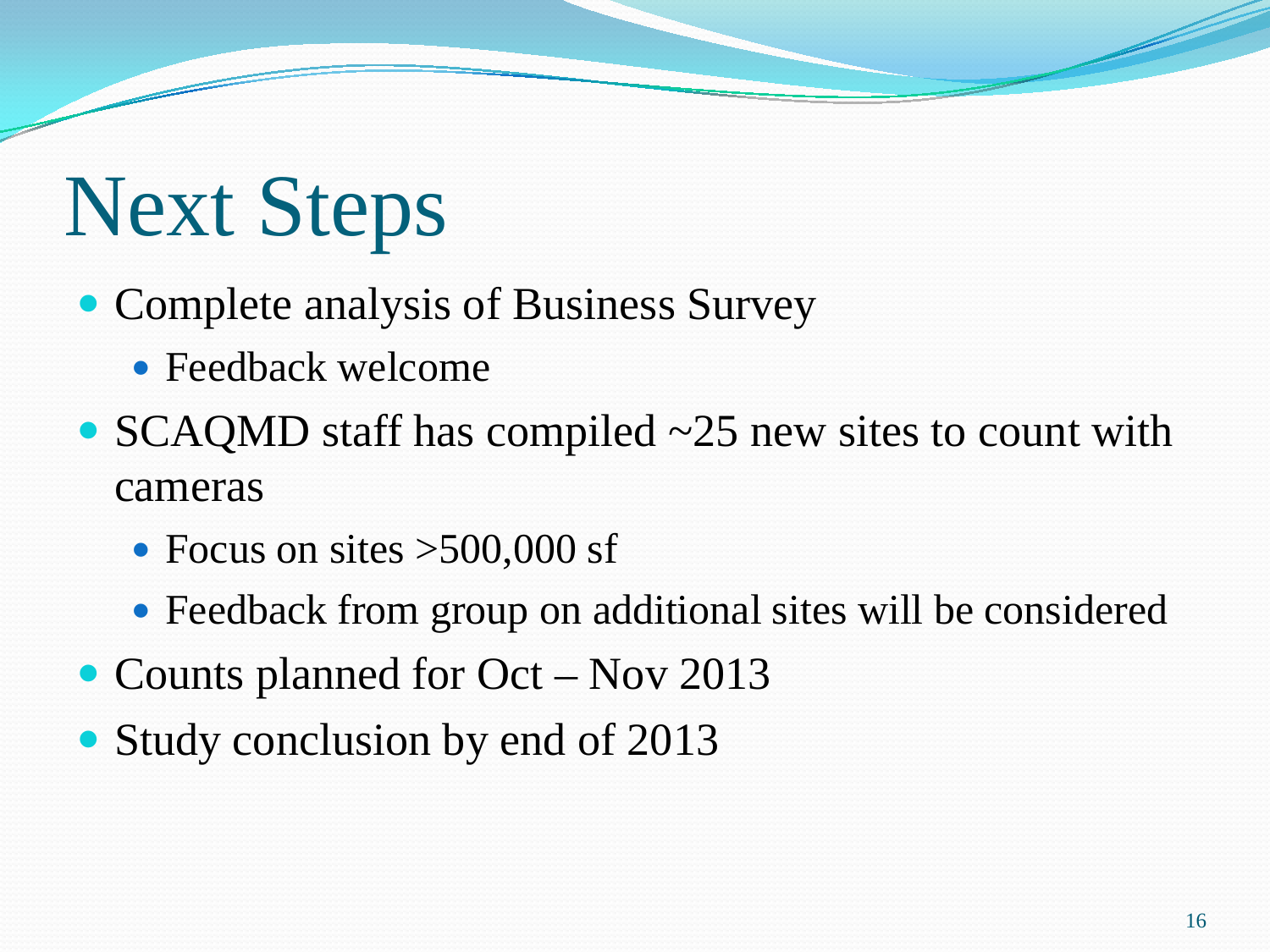# Next Steps

- Complete analysis of Business Survey
  - Feedback welcome
- SCAQMD staff has compiled ~25 new sites to count with cameras
  - Focus on sites >500,000 sf
  - Feedback from group on additional sites will be considered
- Counts planned for Oct – Nov 2013
- Study conclusion by end of 2013